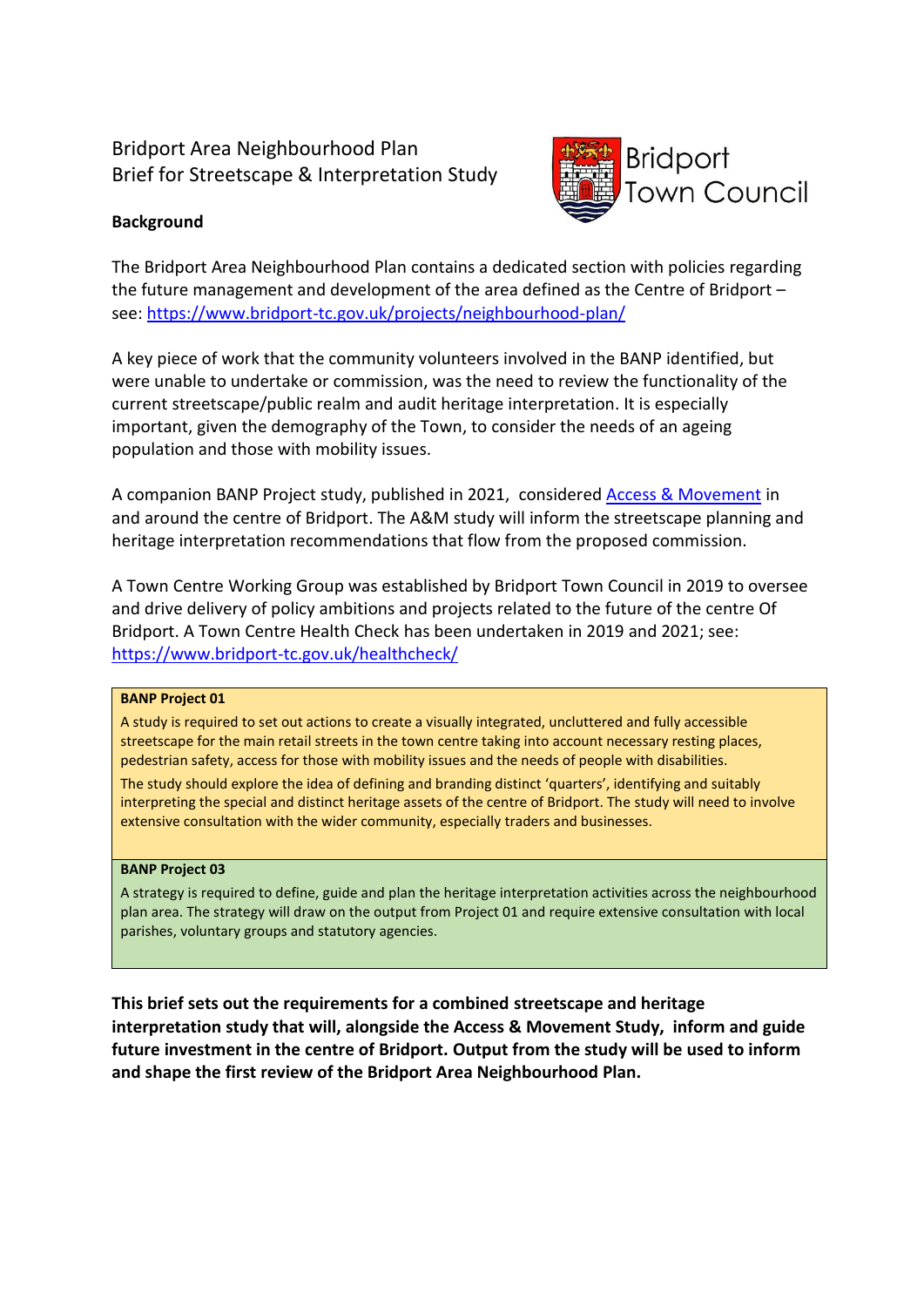# Bridport Area Neighbourhood Plan
# Brief for Streetscape & Interpretation Study

Bridport Town Council

**Background**

The Bridport Area Neighbourhood Plan contains a dedicated section with policies regarding the future management and development of the area defined as the Centre of Bridport – see: https://www.bridport-tc.gov.uk/projects/neighbourhood-plan/

A key piece of work that the community volunteers involved in the BANP identified, but were unable to undertake or commission, was the need to review the functionality of the current streetscape/public realm and audit heritage interpretation. It is especially important, given the demography of the Town, to consider the needs of an ageing population and those with mobility issues.

A companion BANP Project study, published in 2021, considered Access & Movement in and around the centre of Bridport. The A&M study will inform the streetscape planning and heritage interpretation recommendations that flow from the proposed commission.

A Town Centre Working Group was established by Bridport Town Council in 2019 to oversee and drive delivery of policy ambitions and projects related to the future of the centre Of Bridport. A Town Centre Health Check has been undertaken in 2019 and 2021; see: https://www.bridport-tc.gov.uk/healthcheck/

**BANP Project 01**

A study is required to set out actions to create a visually integrated, uncluttered and fully accessible streetscape for the main retail streets in the town centre taking into account necessary resting places, pedestrian safety, access for those with mobility issues and the needs of people with disabilities.

The study should explore the idea of defining and branding distinct 'quarters', identifying and suitably interpreting the special and distinct heritage assets of the centre of Bridport. The study will need to involve extensive consultation with the wider community, especially traders and businesses.

**BANP Project 03**

A strategy is required to define, guide and plan the heritage interpretation activities across the neighbourhood plan area. The strategy will draw on the output from Project 01 and require extensive consultation with local parishes, voluntary groups and statutory agencies.

**This brief sets out the requirements for a combined streetscape and heritage interpretation study that will, alongside the Access & Movement Study, inform and guide future investment in the centre of Bridport. Output from the study will be used to inform and shape the first review of the Bridport Area Neighbourhood Plan.**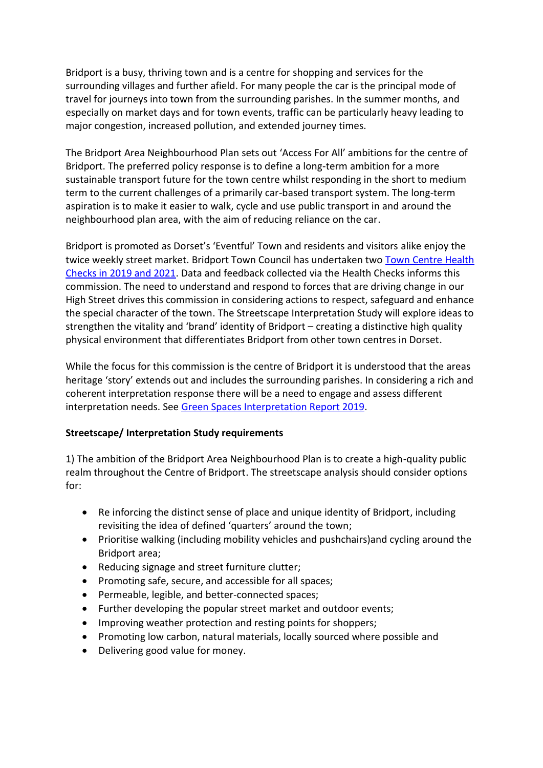Bridport is a busy, thriving town and is a centre for shopping and services for the surrounding villages and further afield. For many people the car is the principal mode of travel for journeys into town from the surrounding parishes. In the summer months, and especially on market days and for town events, traffic can be particularly heavy leading to major congestion, increased pollution, and extended journey times.

The Bridport Area Neighbourhood Plan sets out 'Access For All' ambitions for the centre of Bridport. The preferred policy response is to define a long-term ambition for a more sustainable transport future for the town centre whilst responding in the short to medium term to the current challenges of a primarily car-based transport system. The long-term aspiration is to make it easier to walk, cycle and use public transport in and around the neighbourhood plan area, with the aim of reducing reliance on the car.

Bridport is promoted as Dorset's 'Eventful' Town and residents and visitors alike enjoy the twice weekly street market. Bridport Town Council has undertaken two Town Centre Health Checks in 2019 and 2021. Data and feedback collected via the Health Checks informs this commission. The need to understand and respond to forces that are driving change in our High Street drives this commission in considering actions to respect, safeguard and enhance the special character of the town. The Streetscape Interpretation Study will explore ideas to strengthen the vitality and 'brand' identity of Bridport – creating a distinctive high quality physical environment that differentiates Bridport from other town centres in Dorset.

While the focus for this commission is the centre of Bridport it is understood that the areas heritage 'story' extends out and includes the surrounding parishes. In considering a rich and coherent interpretation response there will be a need to engage and assess different interpretation needs. See Green Spaces Interpretation Report 2019.

**Streetscape/ Interpretation Study requirements**

1) The ambition of the Bridport Area Neighbourhood Plan is to create a high-quality public realm throughout the Centre of Bridport. The streetscape analysis should consider options for:

- Re inforcing the distinct sense of place and unique identity of Bridport, including revisiting the idea of defined 'quarters' around the town;
- Prioritise walking (including mobility vehicles and pushchairs)and cycling around the Bridport area;
- Reducing signage and street furniture clutter;
- Promoting safe, secure, and accessible for all spaces;
- Permeable, legible, and better-connected spaces;
- Further developing the popular street market and outdoor events;
- Improving weather protection and resting points for shoppers;
- Promoting low carbon, natural materials, locally sourced where possible and
- Delivering good value for money.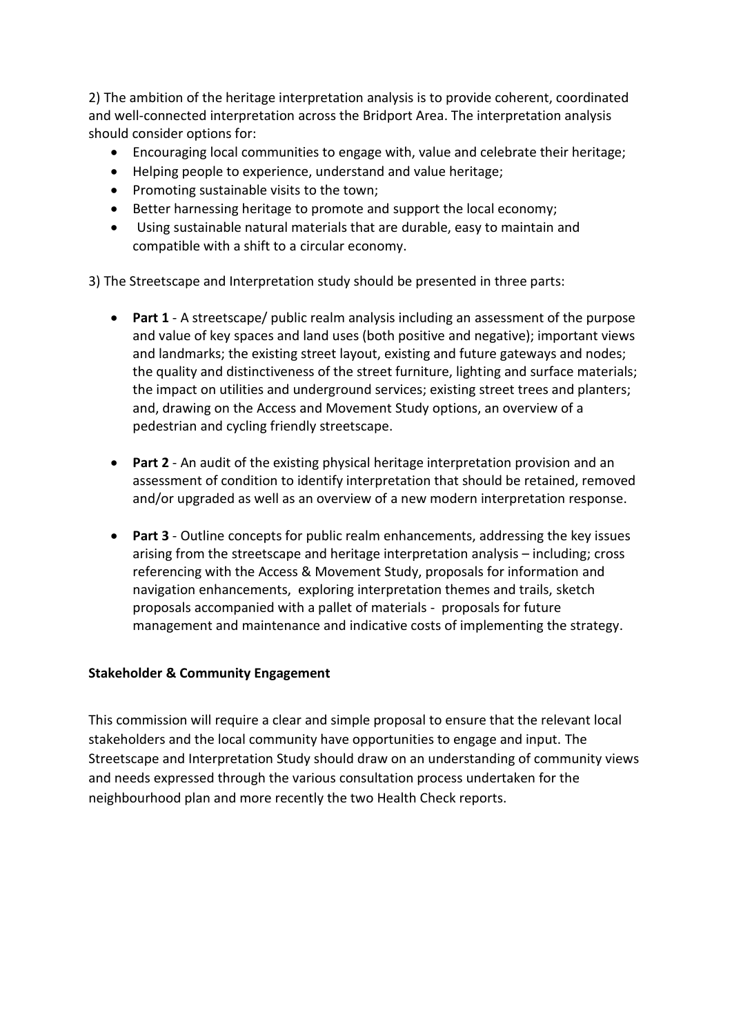2) The ambition of the heritage interpretation analysis is to provide coherent, coordinated and well-connected interpretation across the Bridport Area. The interpretation analysis should consider options for:

- Encouraging local communities to engage with, value and celebrate their heritage;
- Helping people to experience, understand and value heritage;
- Promoting sustainable visits to the town;
- Better harnessing heritage to promote and support the local economy;
- Using sustainable natural materials that are durable, easy to maintain and compatible with a shift to a circular economy.

3) The Streetscape and Interpretation study should be presented in three parts:

- **Part 1** - A streetscape/ public realm analysis including an assessment of the purpose and value of key spaces and land uses (both positive and negative); important views and landmarks; the existing street layout, existing and future gateways and nodes; the quality and distinctiveness of the street furniture, lighting and surface materials; the impact on utilities and underground services; existing street trees and planters; and, drawing on the Access and Movement Study options, an overview of a pedestrian and cycling friendly streetscape.

- **Part 2** - An audit of the existing physical heritage interpretation provision and an assessment of condition to identify interpretation that should be retained, removed and/or upgraded as well as an overview of a new modern interpretation response.

- **Part 3** - Outline concepts for public realm enhancements, addressing the key issues arising from the streetscape and heritage interpretation analysis – including; cross referencing with the Access & Movement Study, proposals for information and navigation enhancements, exploring interpretation themes and trails, sketch proposals accompanied with a pallet of materials - proposals for future management and maintenance and indicative costs of implementing the strategy.

**Stakeholder & Community Engagement**

This commission will require a clear and simple proposal to ensure that the relevant local stakeholders and the local community have opportunities to engage and input. The Streetscape and Interpretation Study should draw on an understanding of community views and needs expressed through the various consultation process undertaken for the neighbourhood plan and more recently the two Health Check reports.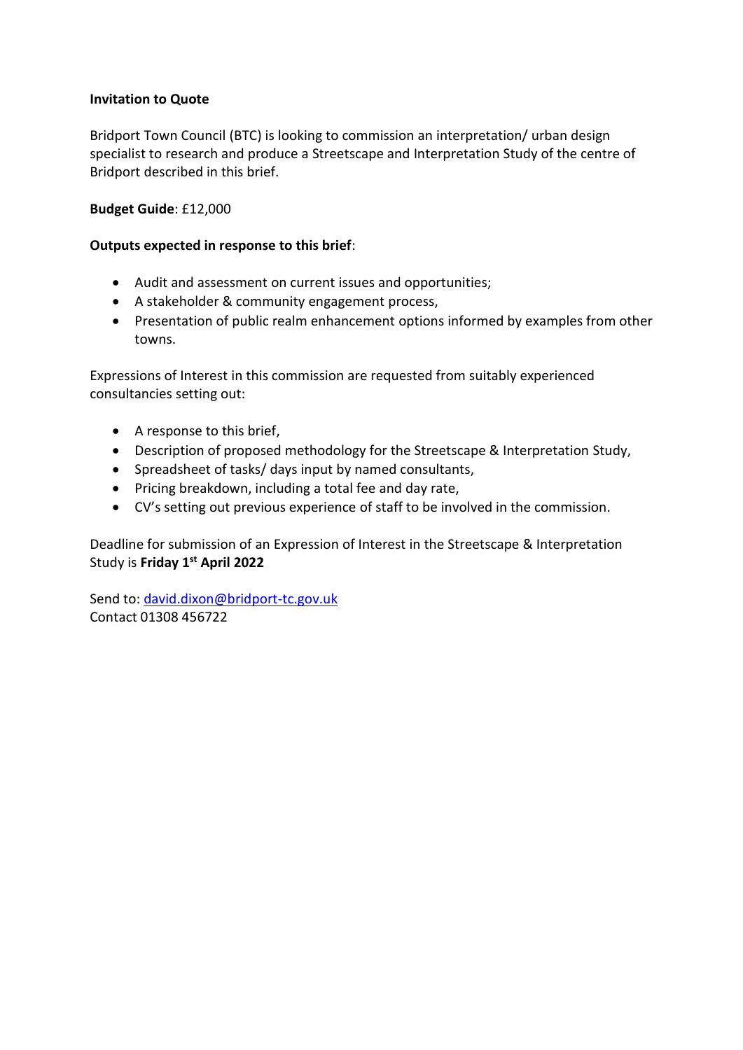**Invitation to Quote**

Bridport Town Council (BTC) is looking to commission an interpretation/ urban design specialist to research and produce a Streetscape and Interpretation Study of the centre of Bridport described in this brief.

**Budget Guide**: £12,000

**Outputs expected in response to this brief**:

- Audit and assessment on current issues and opportunities;
- A stakeholder & community engagement process,
- Presentation of public realm enhancement options informed by examples from other towns.

Expressions of Interest in this commission are requested from suitably experienced consultancies setting out:

- A response to this brief,
- Description of proposed methodology for the Streetscape & Interpretation Study,
- Spreadsheet of tasks/ days input by named consultants,
- Pricing breakdown, including a total fee and day rate,
- CV's setting out previous experience of staff to be involved in the commission.

Deadline for submission of an Expression of Interest in the Streetscape & Interpretation Study is **Friday 1st April 2022**

Send to: david.dixon@bridport-tc.gov.uk
Contact 01308 456722